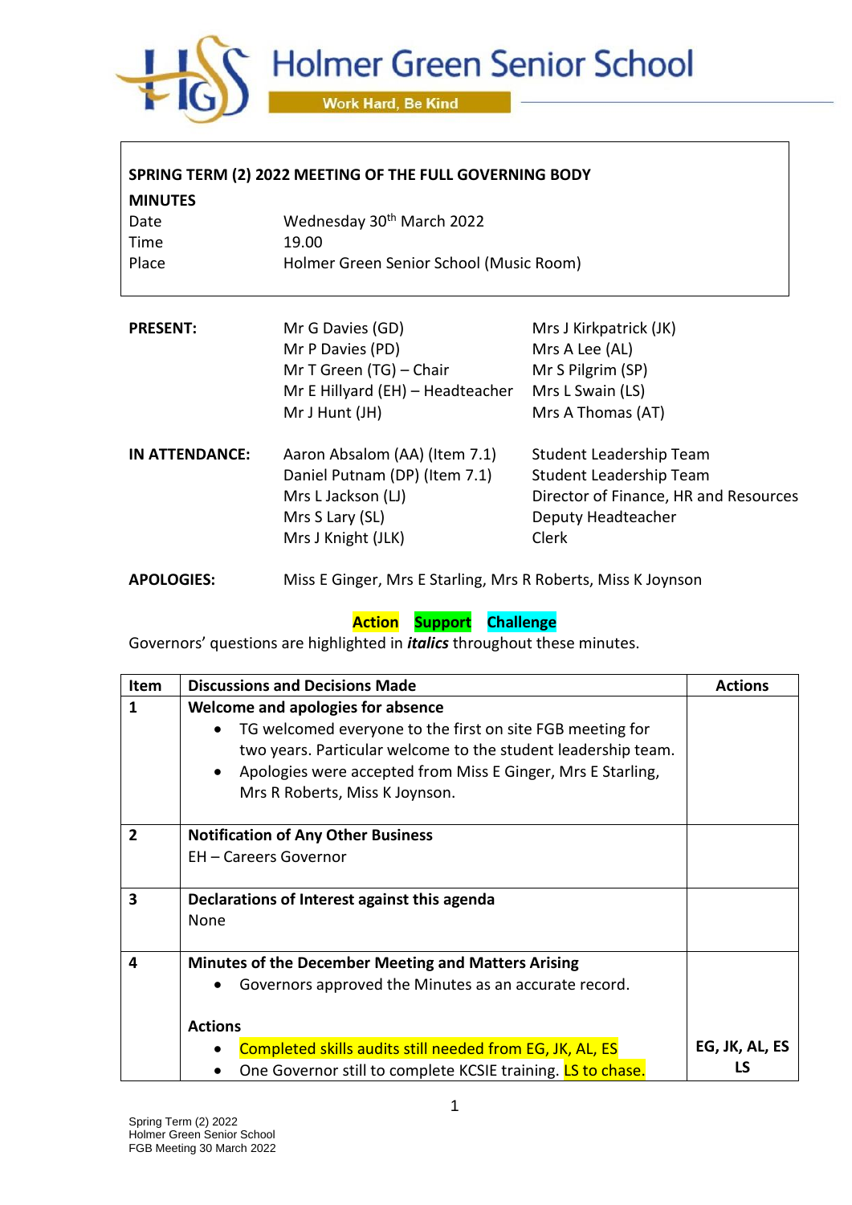Holmer Green Senior School

Work Hard, Be Kind

**SPRING TERM (2) 2022 MEETING OF THE FULL GOVERNING BODY**

**MINUTES**

| | |
|---|---|
| Date | Wednesday 30th March 2022 |
| Time | 19.00 |
| Place | Holmer Green Senior School (Music Room) |

| | | |
|---|---|---|
| **PRESENT:** | Mr G Davies (GD) | Mrs J Kirkpatrick (JK) |
| | Mr P Davies (PD) | Mrs A Lee (AL) |
| | Mr T Green (TG) – Chair | Mr S Pilgrim (SP) |
| | Mr E Hillyard (EH) – Headteacher | Mrs L Swain (LS) |
| | Mr J Hunt (JH) | Mrs A Thomas (AT) |
| **IN ATTENDANCE:** | Aaron Absalom (AA) (Item 7.1) | Student Leadership Team |
| | Daniel Putnam (DP) (Item 7.1) | Student Leadership Team |
| | Mrs L Jackson (LJ) | Director of Finance, HR and Resources |
| | Mrs S Lary (SL) | Deputy Headteacher |
| | Mrs J Knight (JLK) | Clerk |
| **APOLOGIES:** | Miss E Ginger, Mrs E Starling, Mrs R Roberts, Miss K Joynson | |

**Action** **Support** **Challenge**

Governors' questions are highlighted in ***italics*** throughout these minutes.

| Item | Discussions and Decisions Made | Actions |
|---|---|---|
| **1** | **Welcome and apologies for absence**<br>• TG welcomed everyone to the first on site FGB meeting for two years. Particular welcome to the student leadership team.<br>• Apologies were accepted from Miss E Ginger, Mrs E Starling, Mrs R Roberts, Miss K Joynson. | |
| **2** | **Notification of Any Other Business**<br>EH – Careers Governor | |
| **3** | **Declarations of Interest against this agenda**<br>None | |
| **4** | **Minutes of the December Meeting and Matters Arising**<br>• Governors approved the Minutes as an accurate record.<br><br>**Actions**<br>• Completed skills audits still needed from EG, JK, AL, ES<br>• One Governor still to complete KCSIE training. LS to chase. | **EG, JK, AL, ES**<br>**LS** |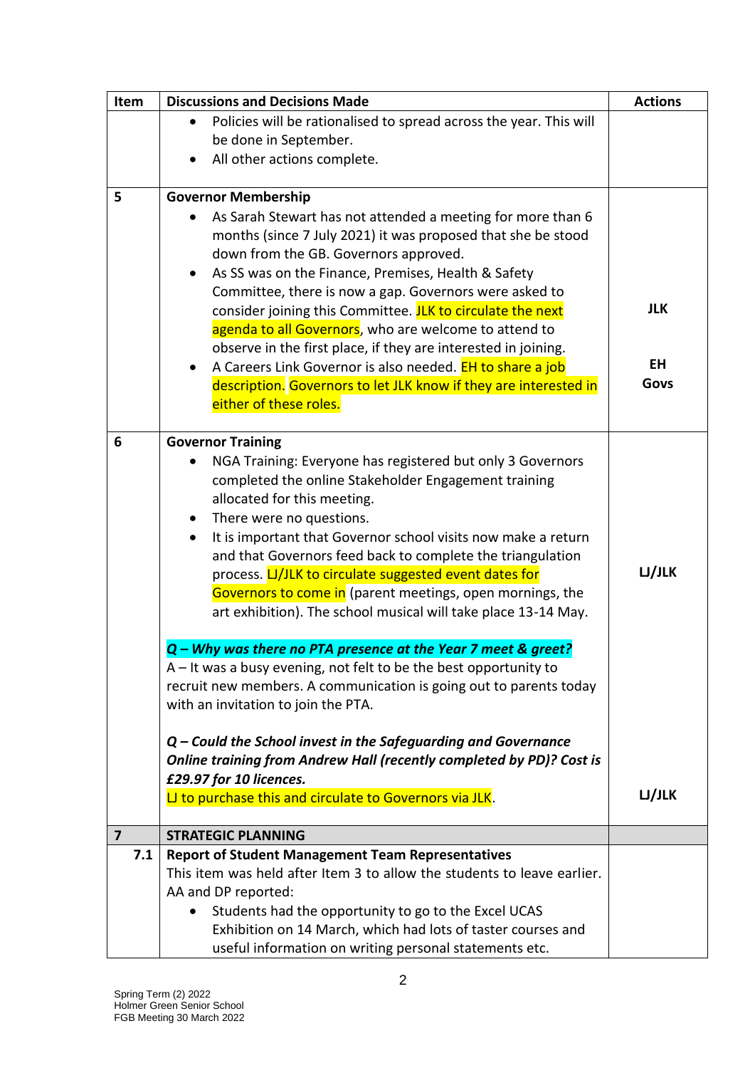| Item | Discussions and Decisions Made | Actions |
|---|---|---|
| | • Policies will be rationalised to spread across the year. This will be done in September.<br>• All other actions complete. | |
| **5** | **Governor Membership**<br>• As Sarah Stewart has not attended a meeting for more than 6 months (since 7 July 2021) it was proposed that she be stood down from the GB. Governors approved.<br>• As SS was on the Finance, Premises, Health & Safety Committee, there is now a gap. Governors were asked to consider joining this Committee. JLK to circulate the next agenda to all Governors, who are welcome to attend to observe in the first place, if they are interested in joining.<br>• A Careers Link Governor is also needed. EH to share a job description. Governors to let JLK know if they are interested in either of these roles. | **JLK**<br><br>**EH**<br>**Govs** |
| **6** | **Governor Training**<br>• NGA Training: Everyone has registered but only 3 Governors completed the online Stakeholder Engagement training allocated for this meeting.<br>• There were no questions.<br>• It is important that Governor school visits now make a return and that Governors feed back to complete the triangulation process. LJ/JLK to circulate suggested event dates for Governors to come in (parent meetings, open mornings, the art exhibition). The school musical will take place 13-14 May.<br><br>***Q – Why was there no PTA presence at the Year 7 meet & greet?***<br>A – It was a busy evening, not felt to be the best opportunity to recruit new members. A communication is going out to parents today with an invitation to join the PTA.<br><br>***Q – Could the School invest in the Safeguarding and Governance Online training from Andrew Hall (recently completed by PD)? Cost is £29.97 for 10 licences.***<br>LJ to purchase this and circulate to Governors via JLK. | **LJ/JLK**<br><br><br><br>**LJ/JLK** |
| **7** | **STRATEGIC PLANNING** | |
| **7.1** | **Report of Student Management Team Representatives**<br>This item was held after Item 3 to allow the students to leave earlier.<br>AA and DP reported:<br>• Students had the opportunity to go to the Excel UCAS Exhibition on 14 March, which had lots of taster courses and useful information on writing personal statements etc. | |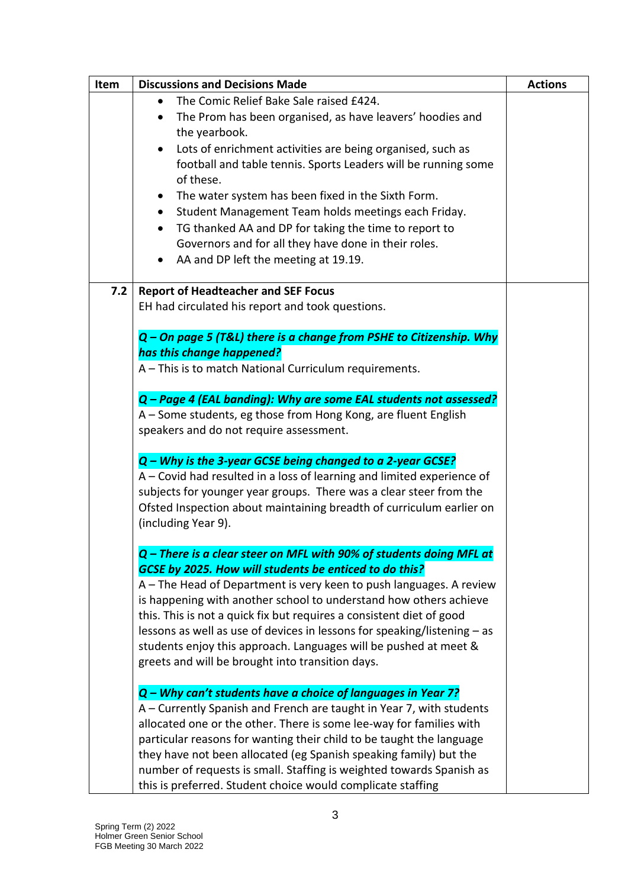| Item | Discussions and Decisions Made | Actions |
|---|---|---|
| | • The Comic Relief Bake Sale raised £424.<br>• The Prom has been organised, as have leavers' hoodies and the yearbook.<br>• Lots of enrichment activities are being organised, such as football and table tennis. Sports Leaders will be running some of these.<br>• The water system has been fixed in the Sixth Form.<br>• Student Management Team holds meetings each Friday.<br>• TG thanked AA and DP for taking the time to report to Governors and for all they have done in their roles.<br>• AA and DP left the meeting at 19.19. | |
| 7.2 | **Report of Headteacher and SEF Focus**<br>EH had circulated his report and took questions.<br><br>***Q – On page 5 (T&L) there is a change from PSHE to Citizenship. Why has this change happened?***<br>A – This is to match National Curriculum requirements.<br><br>***Q – Page 4 (EAL banding): Why are some EAL students not assessed?***<br>A – Some students, eg those from Hong Kong, are fluent English speakers and do not require assessment.<br><br>***Q – Why is the 3-year GCSE being changed to a 2-year GCSE?***<br>A – Covid had resulted in a loss of learning and limited experience of subjects for younger year groups. There was a clear steer from the Ofsted Inspection about maintaining breadth of curriculum earlier on (including Year 9).<br><br>***Q – There is a clear steer on MFL with 90% of students doing MFL at GCSE by 2025. How will students be enticed to do this?***<br>A – The Head of Department is very keen to push languages. A review is happening with another school to understand how others achieve this. This is not a quick fix but requires a consistent diet of good lessons as well as use of devices in lessons for speaking/listening – as students enjoy this approach. Languages will be pushed at meet & greets and will be brought into transition days.<br><br>***Q – Why can't students have a choice of languages in Year 7?***<br>A – Currently Spanish and French are taught in Year 7, with students allocated one or the other. There is some lee-way for families with particular reasons for wanting their child to be taught the language they have not been allocated (eg Spanish speaking family) but the number of requests is small. Staffing is weighted towards Spanish as this is preferred. Student choice would complicate staffing | |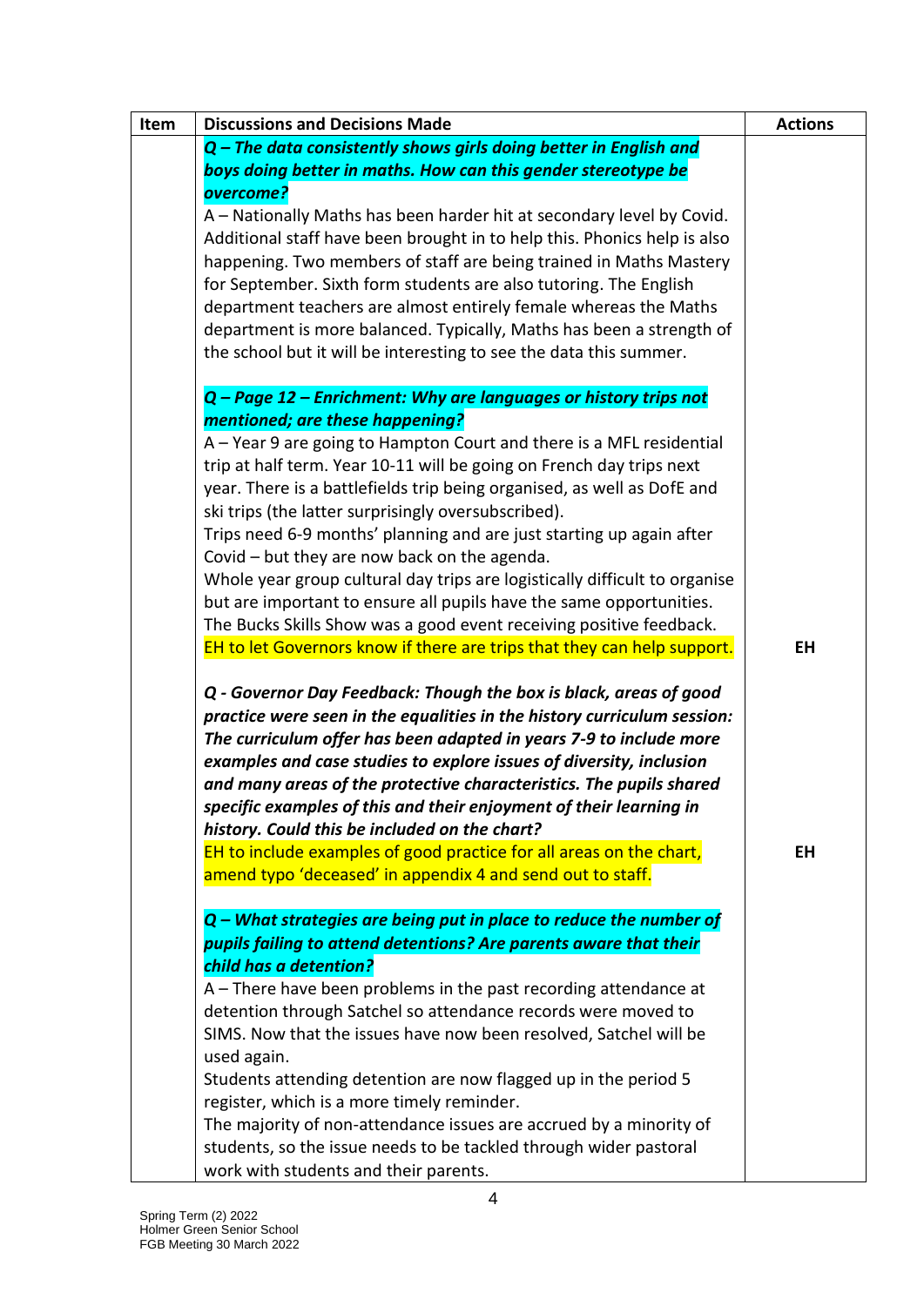| Item | Discussions and Decisions Made | Actions |
|---|---|---|
| | ***Q – The data consistently shows girls doing better in English and boys doing better in maths. How can this gender stereotype be overcome?*** <br> A – Nationally Maths has been harder hit at secondary level by Covid. Additional staff have been brought in to help this. Phonics help is also happening. Two members of staff are being trained in Maths Mastery for September. Sixth form students are also tutoring. The English department teachers are almost entirely female whereas the Maths department is more balanced. Typically, Maths has been a strength of the school but it will be interesting to see the data this summer. <br><br> ***Q – Page 12 – Enrichment: Why are languages or history trips not mentioned; are these happening?*** <br> A – Year 9 are going to Hampton Court and there is a MFL residential trip at half term. Year 10-11 will be going on French day trips next year. There is a battlefields trip being organised, as well as DofE and ski trips (the latter surprisingly oversubscribed). <br> Trips need 6-9 months' planning and are just starting up again after Covid – but they are now back on the agenda. <br> Whole year group cultural day trips are logistically difficult to organise but are important to ensure all pupils have the same opportunities. <br> The Bucks Skills Show was a good event receiving positive feedback. <br> EH to let Governors know if there are trips that they can help support. <br><br> ***Q - Governor Day Feedback: Though the box is black, areas of good practice were seen in the equalities in the history curriculum session: The curriculum offer has been adapted in years 7-9 to include more examples and case studies to explore issues of diversity, inclusion and many areas of the protective characteristics. The pupils shared specific examples of this and their enjoyment of their learning in history. Could this be included on the chart?*** <br> EH to include examples of good practice for all areas on the chart, amend typo 'deceased' in appendix 4 and send out to staff. <br><br> ***Q – What strategies are being put in place to reduce the number of pupils failing to attend detentions? Are parents aware that their child has a detention?*** <br> A – There have been problems in the past recording attendance at detention through Satchel so attendance records were moved to SIMS. Now that the issues have now been resolved, Satchel will be used again. <br> Students attending detention are now flagged up in the period 5 register, which is a more timely reminder. <br> The majority of non-attendance issues are accrued by a minority of students, so the issue needs to be tackled through wider pastoral work with students and their parents. | <br><br><br><br><br><br><br><br><br><br><br><br><br><br><br><br><br><br><br><br><br>EH<br><br><br><br><br><br><br><br><br>EH |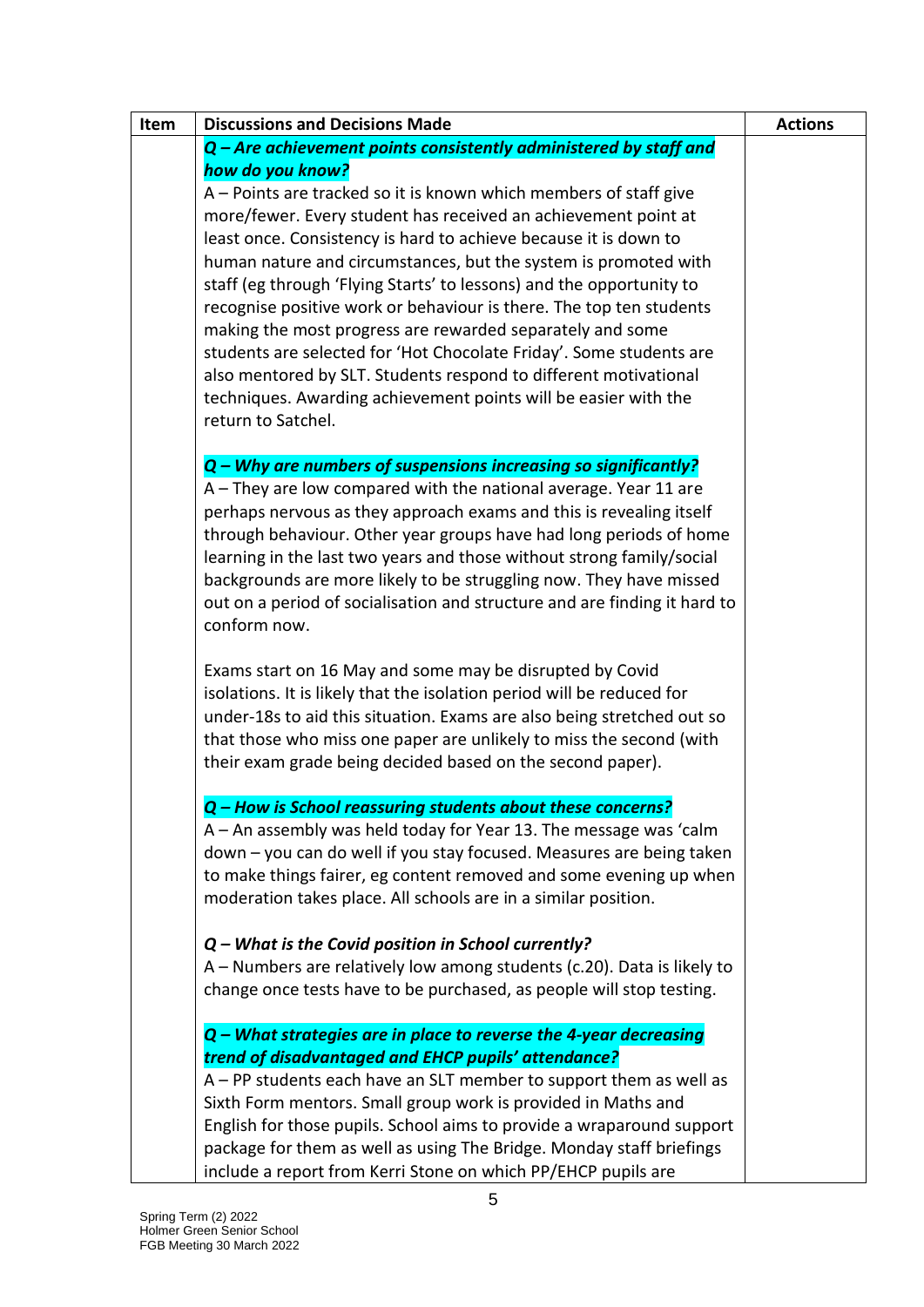| Item | Discussions and Decisions Made | Actions |
|---|---|---|
| | ***Q – Are achievement points consistently administered by staff and how do you know?***<br>A – Points are tracked so it is known which members of staff give more/fewer. Every student has received an achievement point at least once. Consistency is hard to achieve because it is down to human nature and circumstances, but the system is promoted with staff (eg through 'Flying Starts' to lessons) and the opportunity to recognise positive work or behaviour is there. The top ten students making the most progress are rewarded separately and some students are selected for 'Hot Chocolate Friday'. Some students are also mentored by SLT. Students respond to different motivational techniques. Awarding achievement points will be easier with the return to Satchel.<br><br>***Q – Why are numbers of suspensions increasing so significantly?***<br>A – They are low compared with the national average. Year 11 are perhaps nervous as they approach exams and this is revealing itself through behaviour. Other year groups have had long periods of home learning in the last two years and those without strong family/social backgrounds are more likely to be struggling now. They have missed out on a period of socialisation and structure and are finding it hard to conform now.<br><br>Exams start on 16 May and some may be disrupted by Covid isolations. It is likely that the isolation period will be reduced for under-18s to aid this situation. Exams are also being stretched out so that those who miss one paper are unlikely to miss the second (with their exam grade being decided based on the second paper).<br><br>***Q – How is School reassuring students about these concerns?***<br>A – An assembly was held today for Year 13. The message was 'calm down – you can do well if you stay focused. Measures are being taken to make things fairer, eg content removed and some evening up when moderation takes place. All schools are in a similar position.<br><br>***Q – What is the Covid position in School currently?***<br>A – Numbers are relatively low among students (c.20). Data is likely to change once tests have to be purchased, as people will stop testing.<br><br>***Q – What strategies are in place to reverse the 4-year decreasing trend of disadvantaged and EHCP pupils' attendance?***<br>A – PP students each have an SLT member to support them as well as Sixth Form mentors. Small group work is provided in Maths and English for those pupils. School aims to provide a wraparound support package for them as well as using The Bridge. Monday staff briefings include a report from Kerri Stone on which PP/EHCP pupils are | |

Spring Term (2) 2022
Holmer Green Senior School
FGB Meeting 30 March 2022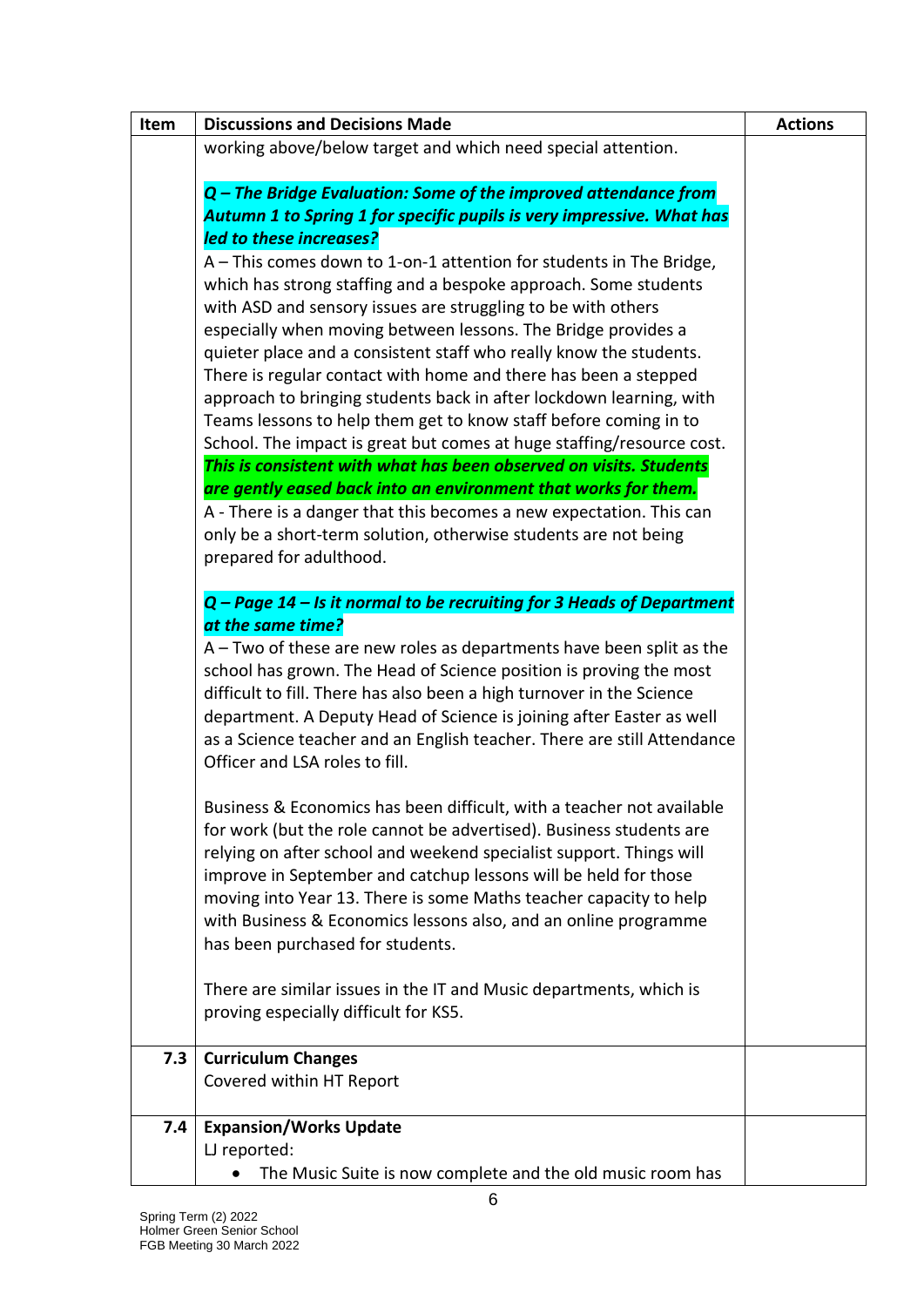| Item | Discussions and Decisions Made | Actions |
|---|---|---|
| | working above/below target and which need special attention.<br><br>***Q – The Bridge Evaluation: Some of the improved attendance from Autumn 1 to Spring 1 for specific pupils is very impressive. What has led to these increases?***<br>A – This comes down to 1-on-1 attention for students in The Bridge, which has strong staffing and a bespoke approach. Some students with ASD and sensory issues are struggling to be with others especially when moving between lessons. The Bridge provides a quieter place and a consistent staff who really know the students. There is regular contact with home and there has been a stepped approach to bringing students back in after lockdown learning, with Teams lessons to help them get to know staff before coming in to School. The impact is great but comes at huge staffing/resource cost.<br>***This is consistent with what has been observed on visits. Students are gently eased back into an environment that works for them.***<br>A - There is a danger that this becomes a new expectation. This can only be a short-term solution, otherwise students are not being prepared for adulthood.<br><br>***Q – Page 14 – Is it normal to be recruiting for 3 Heads of Department at the same time?***<br>A – Two of these are new roles as departments have been split as the school has grown. The Head of Science position is proving the most difficult to fill. There has also been a high turnover in the Science department. A Deputy Head of Science is joining after Easter as well as a Science teacher and an English teacher. There are still Attendance Officer and LSA roles to fill.<br><br>Business & Economics has been difficult, with a teacher not available for work (but the role cannot be advertised). Business students are relying on after school and weekend specialist support. Things will improve in September and catchup lessons will be held for those moving into Year 13. There is some Maths teacher capacity to help with Business & Economics lessons also, and an online programme has been purchased for students.<br><br>There are similar issues in the IT and Music departments, which is proving especially difficult for KS5. | |
| **7.3** | **Curriculum Changes**<br>Covered within HT Report | |
| **7.4** | **Expansion/Works Update**<br>LJ reported:<br>• The Music Suite is now complete and the old music room has | |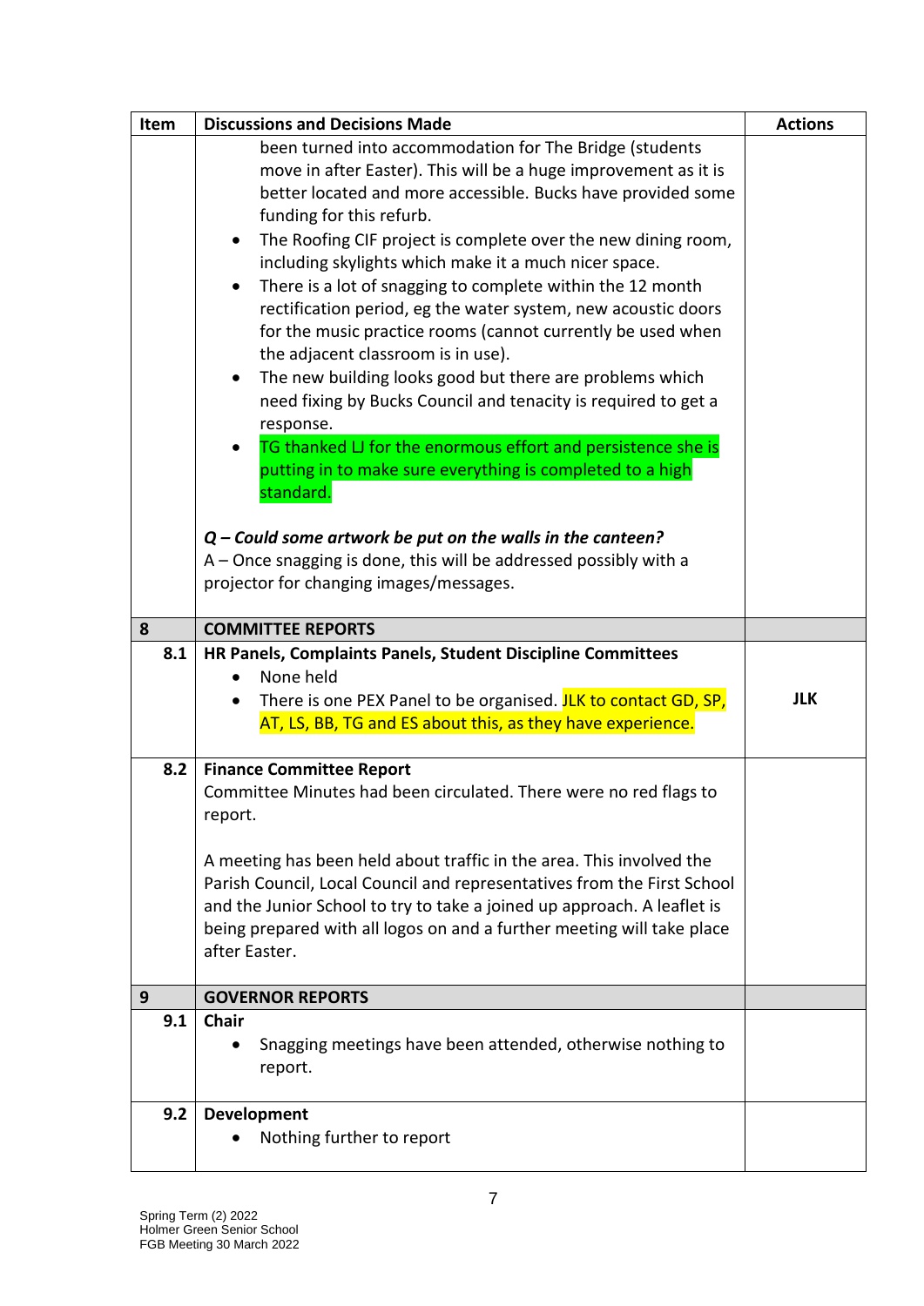| Item | Discussions and Decisions Made | Actions |
|---|---|---|
| | been turned into accommodation for The Bridge (students move in after Easter). This will be a huge improvement as it is better located and more accessible. Bucks have provided some funding for this refurb.<br>• The Roofing CIF project is complete over the new dining room, including skylights which make it a much nicer space.<br>• There is a lot of snagging to complete within the 12 month rectification period, eg the water system, new acoustic doors for the music practice rooms (cannot currently be used when the adjacent classroom is in use).<br>• The new building looks good but there are problems which need fixing by Bucks Council and tenacity is required to get a response.<br>• TG thanked LJ for the enormous effort and persistence she is putting in to make sure everything is completed to a high standard.<br><br>***Q – Could some artwork be put on the walls in the canteen?***<br>A – Once snagging is done, this will be addressed possibly with a projector for changing images/messages. | |
| **8** | **COMMITTEE REPORTS** | |
| **8.1** | **HR Panels, Complaints Panels, Student Discipline Committees**<br>• None held<br>• There is one PEX Panel to be organised. JLK to contact GD, SP, AT, LS, BB, TG and ES about this, as they have experience. | **JLK** |
| **8.2** | **Finance Committee Report**<br>Committee Minutes had been circulated. There were no red flags to report.<br><br>A meeting has been held about traffic in the area. This involved the Parish Council, Local Council and representatives from the First School and the Junior School to try to take a joined up approach. A leaflet is being prepared with all logos on and a further meeting will take place after Easter. | |
| **9** | **GOVERNOR REPORTS** | |
| **9.1** | **Chair**<br>• Snagging meetings have been attended, otherwise nothing to report. | |
| **9.2** | **Development**<br>• Nothing further to report | |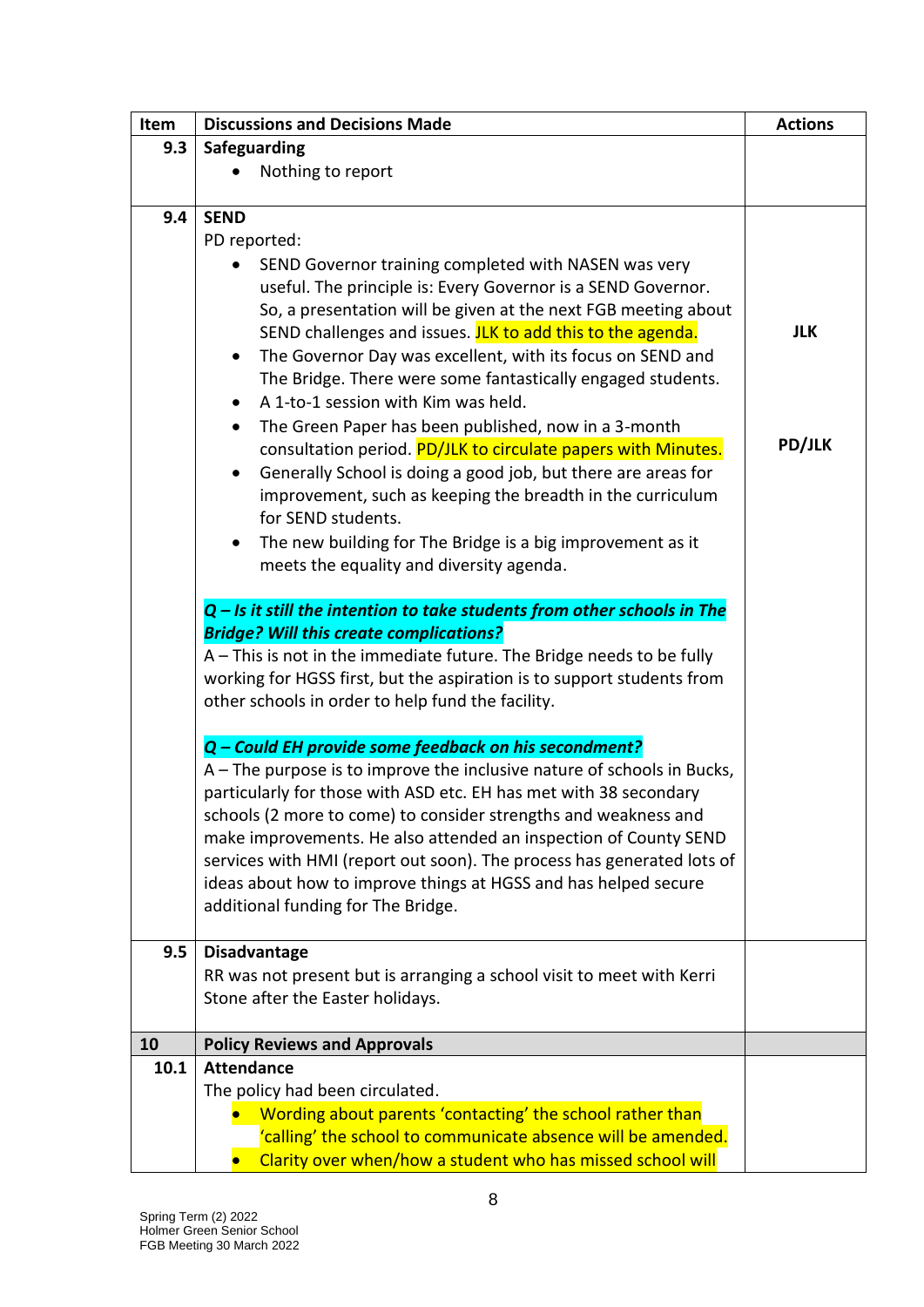| Item | Discussions and Decisions Made | Actions |
|---|---|---|
| 9.3 | **Safeguarding**<br>• Nothing to report | |
| 9.4 | **SEND**<br>PD reported:<br>• SEND Governor training completed with NASEN was very useful. The principle is: Every Governor is a SEND Governor. So, a presentation will be given at the next FGB meeting about SEND challenges and issues. JLK to add this to the agenda.<br>• The Governor Day was excellent, with its focus on SEND and The Bridge. There were some fantastically engaged students.<br>• A 1-to-1 session with Kim was held.<br>• The Green Paper has been published, now in a 3-month consultation period. PD/JLK to circulate papers with Minutes.<br>• Generally School is doing a good job, but there are areas for improvement, such as keeping the breadth in the curriculum for SEND students.<br>• The new building for The Bridge is a big improvement as it meets the equality and diversity agenda.<br><br>***Q – Is it still the intention to take students from other schools in The Bridge? Will this create complications?***<br>A – This is not in the immediate future. The Bridge needs to be fully working for HGSS first, but the aspiration is to support students from other schools in order to help fund the facility.<br><br>***Q – Could EH provide some feedback on his secondment?***<br>A – The purpose is to improve the inclusive nature of schools in Bucks, particularly for those with ASD etc. EH has met with 38 secondary schools (2 more to come) to consider strengths and weakness and make improvements. He also attended an inspection of County SEND services with HMI (report out soon). The process has generated lots of ideas about how to improve things at HGSS and has helped secure additional funding for The Bridge. | **JLK**<br><br>**PD/JLK** |
| 9.5 | **Disadvantage**<br>RR was not present but is arranging a school visit to meet with Kerri Stone after the Easter holidays. | |
| **10** | **Policy Reviews and Approvals** | |
| 10.1 | **Attendance**<br>The policy had been circulated.<br>• Wording about parents 'contacting' the school rather than 'calling' the school to communicate absence will be amended.<br>• Clarity over when/how a student who has missed school will | |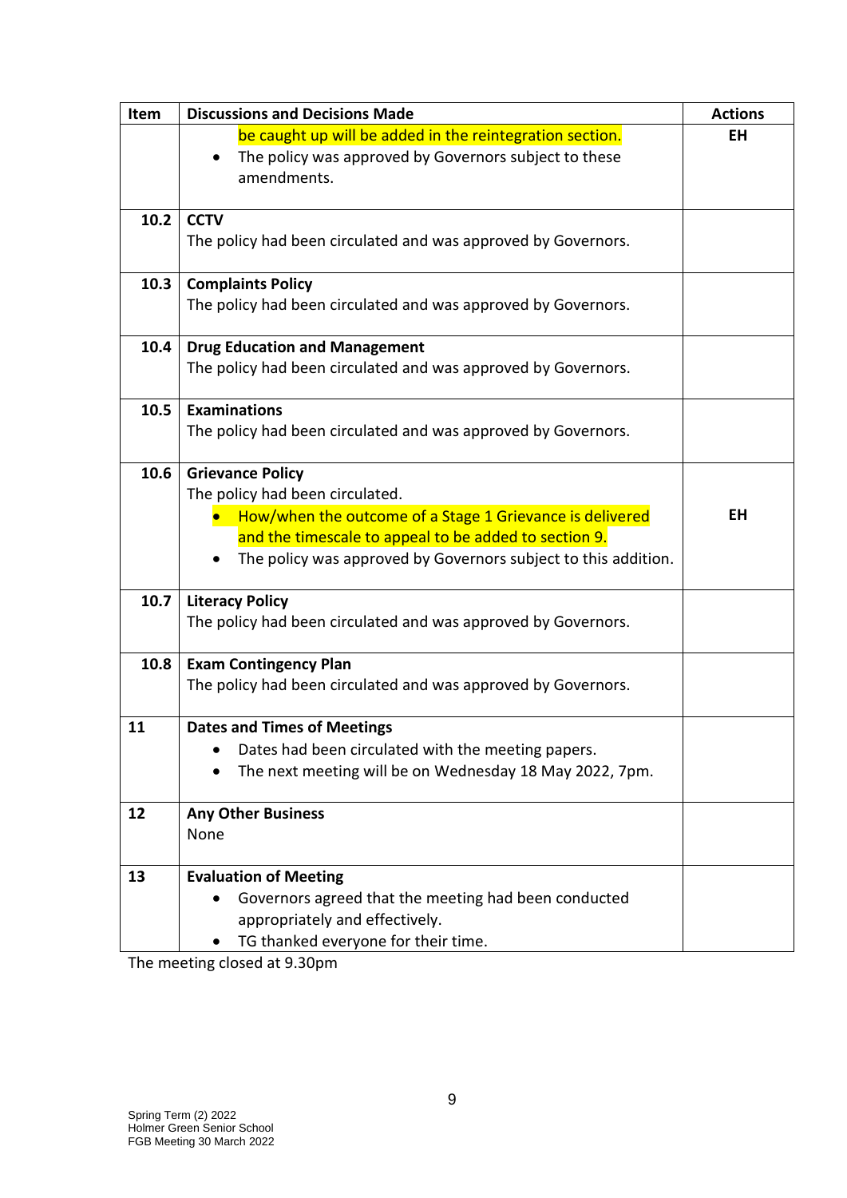| Item | Discussions and Decisions Made | Actions |
|---|---|---|
| | be caught up will be added in the reintegration section.<br>• The policy was approved by Governors subject to these amendments. | EH |
| 10.2 | **CCTV**<br>The policy had been circulated and was approved by Governors. | |
| 10.3 | **Complaints Policy**<br>The policy had been circulated and was approved by Governors. | |
| 10.4 | **Drug Education and Management**<br>The policy had been circulated and was approved by Governors. | |
| 10.5 | **Examinations**<br>The policy had been circulated and was approved by Governors. | |
| 10.6 | **Grievance Policy**<br>The policy had been circulated.<br>• How/when the outcome of a Stage 1 Grievance is delivered and the timescale to appeal to be added to section 9.<br>• The policy was approved by Governors subject to this addition. | EH |
| 10.7 | **Literacy Policy**<br>The policy had been circulated and was approved by Governors. | |
| 10.8 | **Exam Contingency Plan**<br>The policy had been circulated and was approved by Governors. | |
| 11 | **Dates and Times of Meetings**<br>• Dates had been circulated with the meeting papers.<br>• The next meeting will be on Wednesday 18 May 2022, 7pm. | |
| 12 | **Any Other Business**<br>None | |
| 13 | **Evaluation of Meeting**<br>• Governors agreed that the meeting had been conducted appropriately and effectively.<br>• TG thanked everyone for their time. | |

The meeting closed at 9.30pm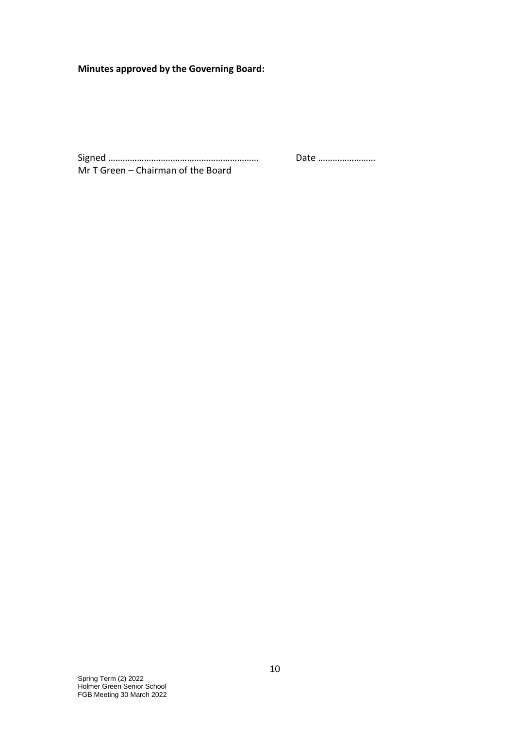**Minutes approved by the Governing Board:**

Signed ……………………………………………………… Date ……………………

Mr T Green – Chairman of the Board